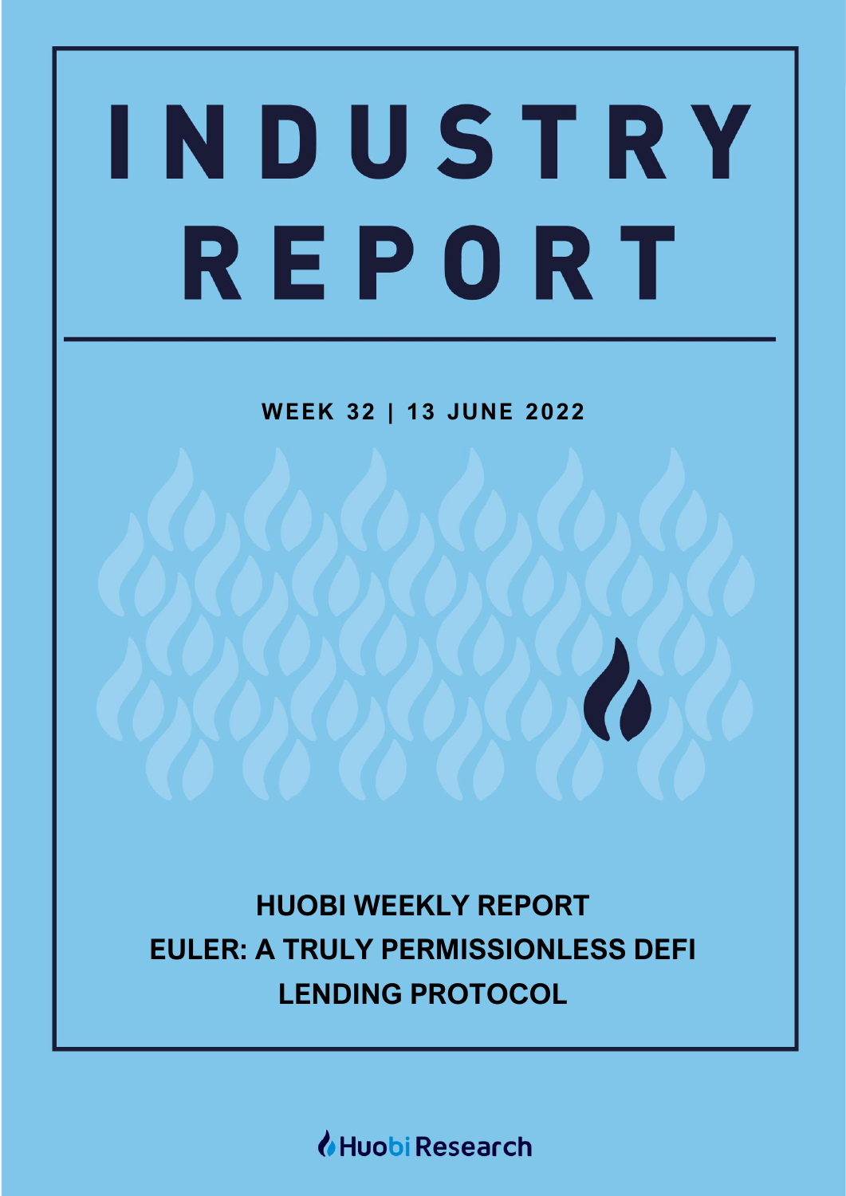# INDUSTRY REPORT

**WEEK 32 | 13 JUNE 2022**

## HUOBI WEEKLY REPORT
## EULER: A TRULY PERMISSIONLESS DEFI LENDING PROTOCOL

Huobi Research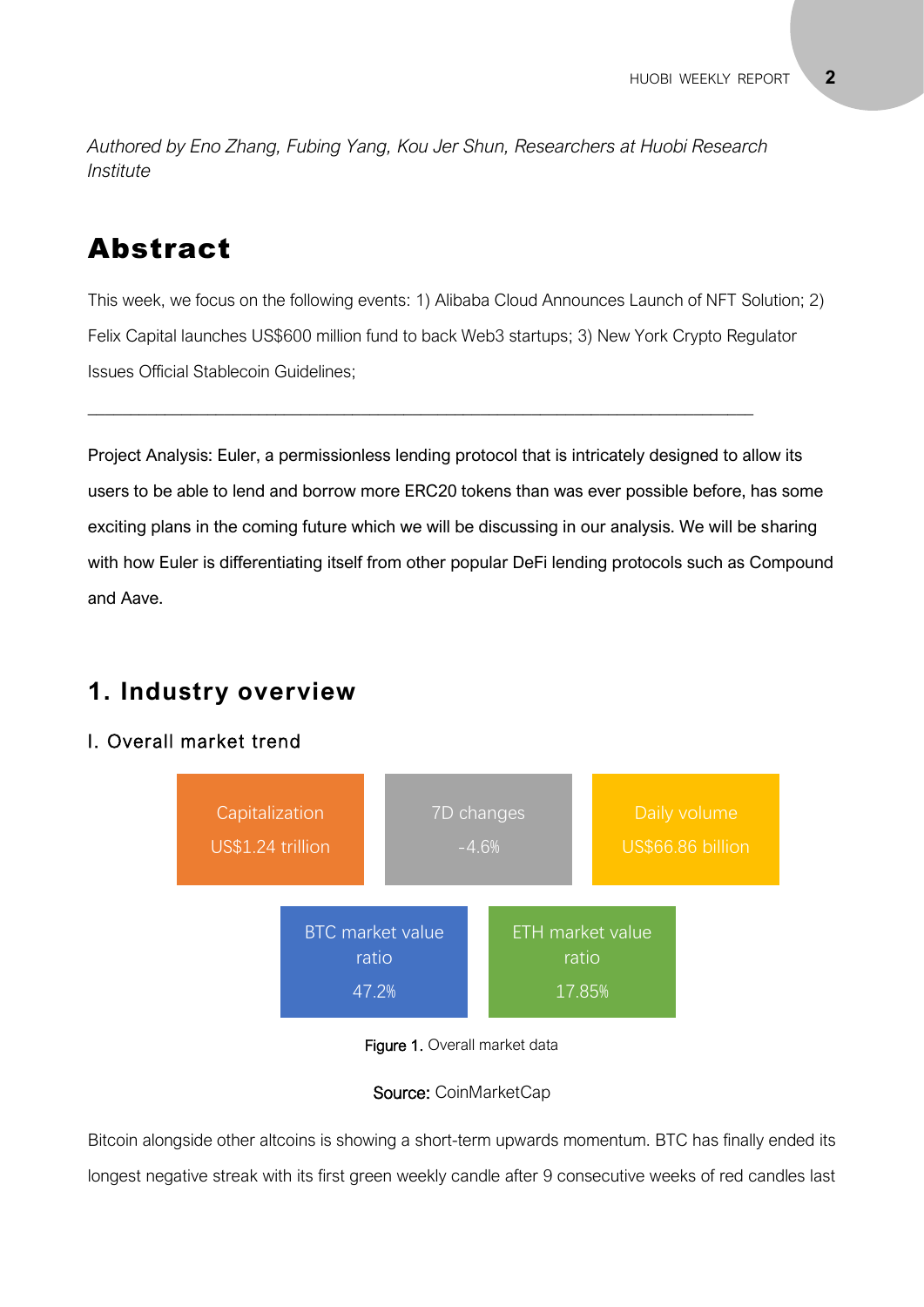*Authored by Eno Zhang, Fubing Yang, Kou Jer Shun, Researchers at Huobi Research Institute*

# Abstract

This week, we focus on the following events: 1) Alibaba Cloud Announces Launch of NFT Solution; 2) Felix Capital launches US$600 million fund to back Web3 startups; 3) New York Crypto Regulator Issues Official Stablecoin Guidelines;

---

Project Analysis: Euler, a permissionless lending protocol that is intricately designed to allow its users to be able to lend and borrow more ERC20 tokens than was ever possible before, has some exciting plans in the coming future which we will be discussing in our analysis. We will be sharing with how Euler is differentiating itself from other popular DeFi lending protocols such as Compound and Aave.

# 1. Industry overview

## I. Overall market trend

| Capitalization | 7D changes | Daily volume |
|---|---|---|
| US$1.24 trillion | -4.6% | US$66.86 billion |

| BTC market value ratio | ETH market value ratio |
|---|---|
| 47.2% | 17.85% |

Figure 1. Overall market data

Source: CoinMarketCap

Bitcoin alongside other altcoins is showing a short-term upwards momentum. BTC has finally ended its longest negative streak with its first green weekly candle after 9 consecutive weeks of red candles last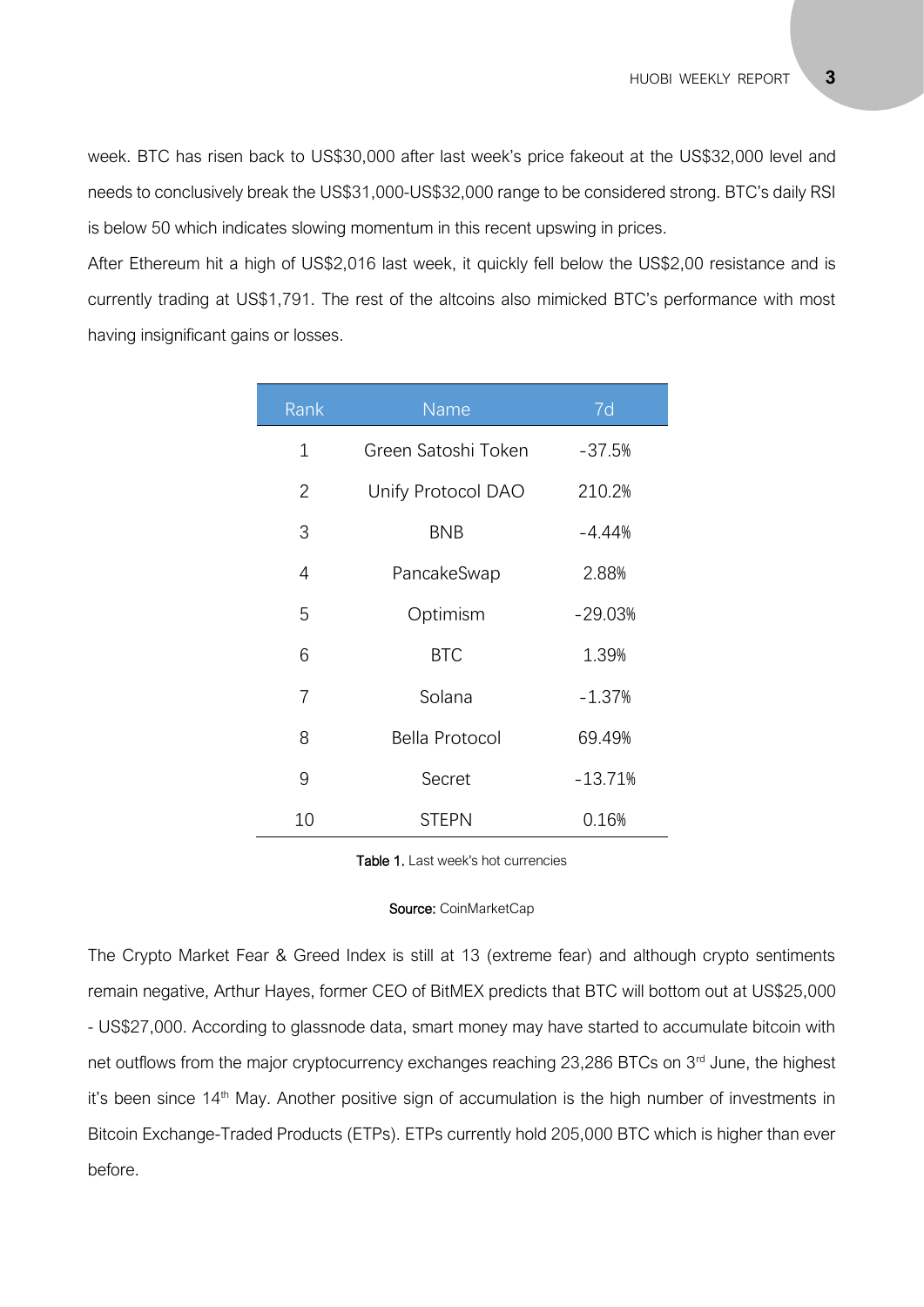week. BTC has risen back to US$30,000 after last week's price fakeout at the US$32,000 level and needs to conclusively break the US$31,000-US$32,000 range to be considered strong. BTC's daily RSI is below 50 which indicates slowing momentum in this recent upswing in prices.

After Ethereum hit a high of US$2,016 last week, it quickly fell below the US$2,00 resistance and is currently trading at US$1,791. The rest of the altcoins also mimicked BTC's performance with most having insignificant gains or losses.

| Rank | Name | 7d |
|---|---|---|
| 1 | Green Satoshi Token | -37.5% |
| 2 | Unify Protocol DAO | 210.2% |
| 3 | BNB | -4.44% |
| 4 | PancakeSwap | 2.88% |
| 5 | Optimism | -29.03% |
| 6 | BTC | 1.39% |
| 7 | Solana | -1.37% |
| 8 | Bella Protocol | 69.49% |
| 9 | Secret | -13.71% |
| 10 | STEPN | 0.16% |

**Table 1.** Last week's hot currencies

**Source:** CoinMarketCap

The Crypto Market Fear & Greed Index is still at 13 (extreme fear) and although crypto sentiments remain negative, Arthur Hayes, former CEO of BitMEX predicts that BTC will bottom out at US$25,000 - US$27,000. According to glassnode data, smart money may have started to accumulate bitcoin with net outflows from the major cryptocurrency exchanges reaching 23,286 BTCs on 3rd June, the highest it's been since 14th May. Another positive sign of accumulation is the high number of investments in Bitcoin Exchange-Traded Products (ETPs). ETPs currently hold 205,000 BTC which is higher than ever before.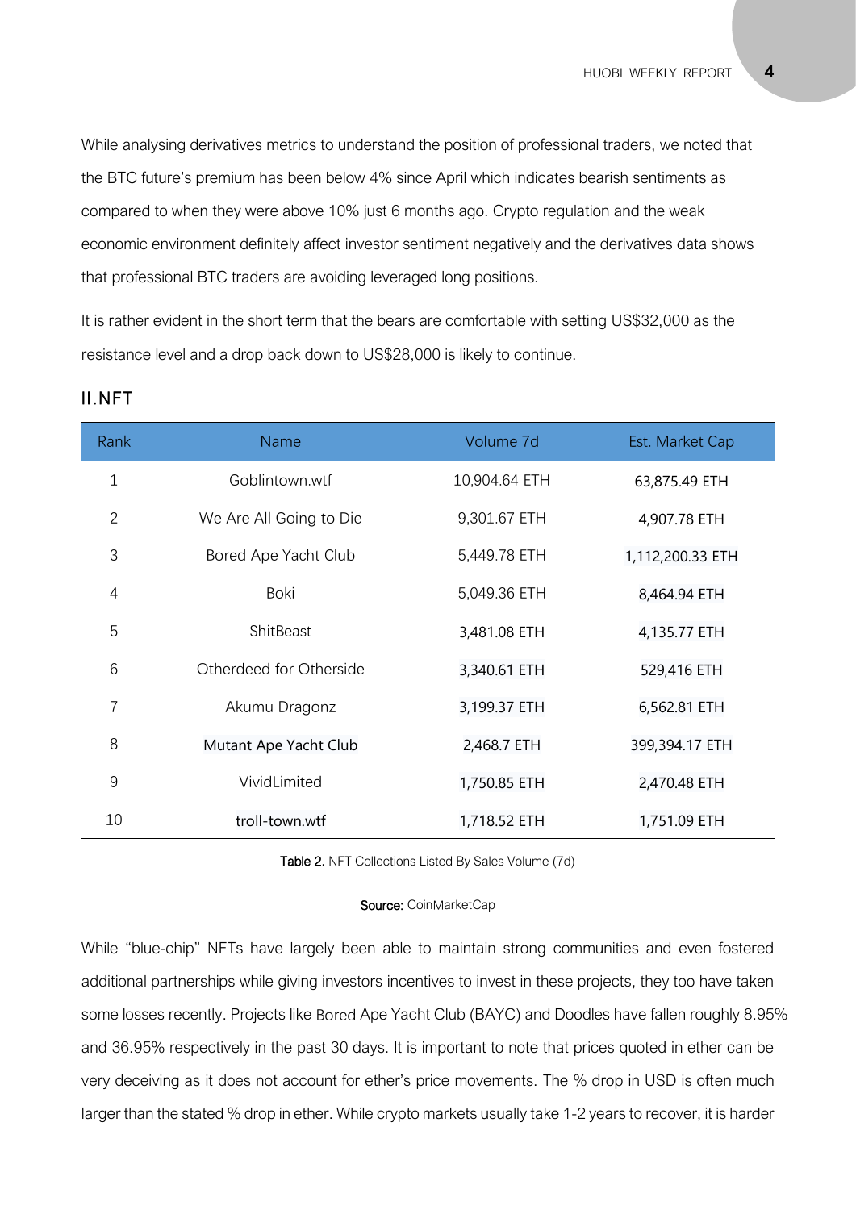While analysing derivatives metrics to understand the position of professional traders, we noted that the BTC future's premium has been below 4% since April which indicates bearish sentiments as compared to when they were above 10% just 6 months ago. Crypto regulation and the weak economic environment definitely affect investor sentiment negatively and the derivatives data shows that professional BTC traders are avoiding leveraged long positions.

It is rather evident in the short term that the bears are comfortable with setting US$32,000 as the resistance level and a drop back down to US$28,000 is likely to continue.

## II.NFT

| Rank | Name | Volume 7d | Est. Market Cap |
|---|---|---|---|
| 1 | Goblintown.wtf | 10,904.64 ETH | 63,875.49 ETH |
| 2 | We Are All Going to Die | 9,301.67 ETH | 4,907.78 ETH |
| 3 | Bored Ape Yacht Club | 5,449.78 ETH | 1,112,200.33 ETH |
| 4 | Boki | 5,049.36 ETH | 8,464.94 ETH |
| 5 | ShitBeast | 3,481.08 ETH | 4,135.77 ETH |
| 6 | Otherdeed for Otherside | 3,340.61 ETH | 529,416 ETH |
| 7 | Akumu Dragonz | 3,199.37 ETH | 6,562.81 ETH |
| 8 | Mutant Ape Yacht Club | 2,468.7 ETH | 399,394.17 ETH |
| 9 | VividLimited | 1,750.85 ETH | 2,470.48 ETH |
| 10 | troll-town.wtf | 1,718.52 ETH | 1,751.09 ETH |

**Table 2.** NFT Collections Listed By Sales Volume (7d)

**Source:** CoinMarketCap

While "blue-chip" NFTs have largely been able to maintain strong communities and even fostered additional partnerships while giving investors incentives to invest in these projects, they too have taken some losses recently. Projects like Bored Ape Yacht Club (BAYC) and Doodles have fallen roughly 8.95% and 36.95% respectively in the past 30 days. It is important to note that prices quoted in ether can be very deceiving as it does not account for ether's price movements. The % drop in USD is often much larger than the stated % drop in ether. While crypto markets usually take 1-2 years to recover, it is harder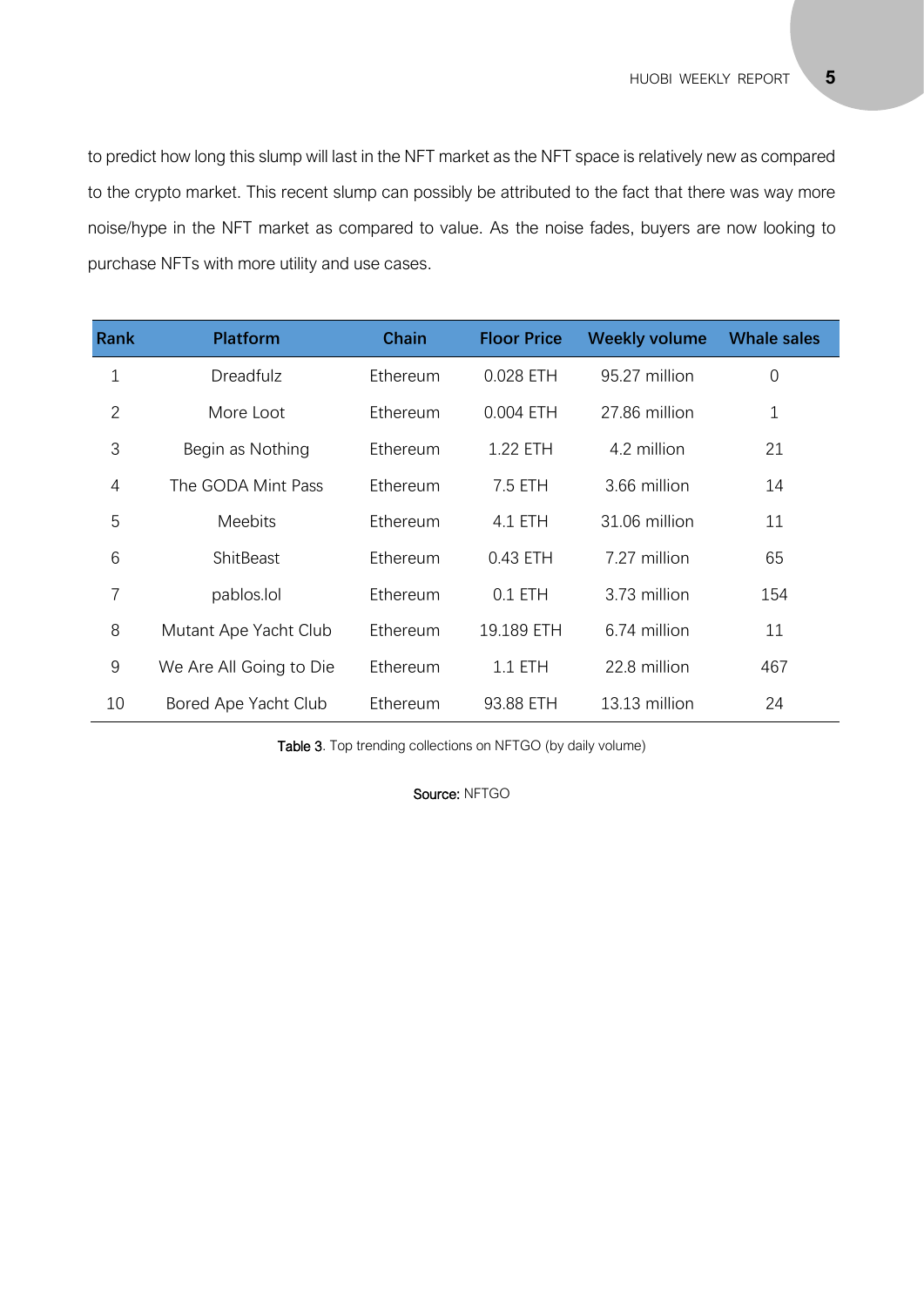to predict how long this slump will last in the NFT market as the NFT space is relatively new as compared to the crypto market. This recent slump can possibly be attributed to the fact that there was way more noise/hype in the NFT market as compared to value. As the noise fades, buyers are now looking to purchase NFTs with more utility and use cases.

| Rank | Platform | Chain | Floor Price | Weekly volume | Whale sales |
|---|---|---|---|---|---|
| 1 | Dreadfulz | Ethereum | 0.028 ETH | 95.27 million | 0 |
| 2 | More Loot | Ethereum | 0.004 ETH | 27.86 million | 1 |
| 3 | Begin as Nothing | Ethereum | 1.22 ETH | 4.2 million | 21 |
| 4 | The GODA Mint Pass | Ethereum | 7.5 ETH | 3.66 million | 14 |
| 5 | Meebits | Ethereum | 4.1 ETH | 31.06 million | 11 |
| 6 | ShitBeast | Ethereum | 0.43 ETH | 7.27 million | 65 |
| 7 | pablos.lol | Ethereum | 0.1 ETH | 3.73 million | 154 |
| 8 | Mutant Ape Yacht Club | Ethereum | 19.189 ETH | 6.74 million | 11 |
| 9 | We Are All Going to Die | Ethereum | 1.1 ETH | 22.8 million | 467 |
| 10 | Bored Ape Yacht Club | Ethereum | 93.88 ETH | 13.13 million | 24 |

**Table 3**. Top trending collections on NFTGO (by daily volume)

**Source:** NFTGO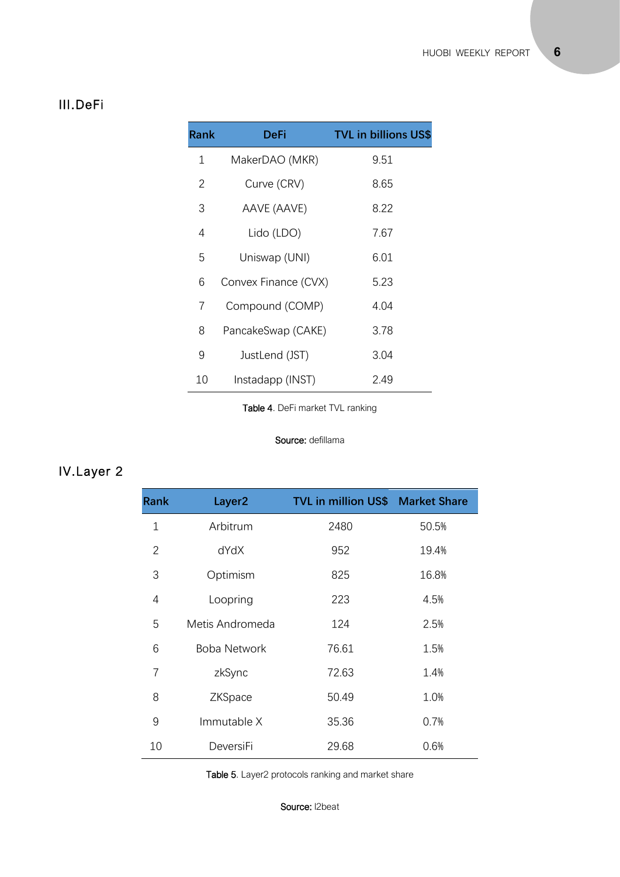## III.DeFi

| Rank | DeFi | TVL in billions US$ |
|---|---|---|
| 1 | MakerDAO (MKR) | 9.51 |
| 2 | Curve (CRV) | 8.65 |
| 3 | AAVE (AAVE) | 8.22 |
| 4 | Lido (LDO) | 7.67 |
| 5 | Uniswap (UNI) | 6.01 |
| 6 | Convex Finance (CVX) | 5.23 |
| 7 | Compound (COMP) | 4.04 |
| 8 | PancakeSwap (CAKE) | 3.78 |
| 9 | JustLend (JST) | 3.04 |
| 10 | Instadapp (INST) | 2.49 |

**Table 4**. DeFi market TVL ranking

**Source:** defillama

## IV.Layer 2

| Rank | Layer2 | TVL in million US$ | Market Share |
|---|---|---|---|
| 1 | Arbitrum | 2480 | 50.5% |
| 2 | dYdX | 952 | 19.4% |
| 3 | Optimism | 825 | 16.8% |
| 4 | Loopring | 223 | 4.5% |
| 5 | Metis Andromeda | 124 | 2.5% |
| 6 | Boba Network | 76.61 | 1.5% |
| 7 | zkSync | 72.63 | 1.4% |
| 8 | ZKSpace | 50.49 | 1.0% |
| 9 | Immutable X | 35.36 | 0.7% |
| 10 | DeversiFi | 29.68 | 0.6% |

**Table 5**. Layer2 protocols ranking and market share

**Source:** l2beat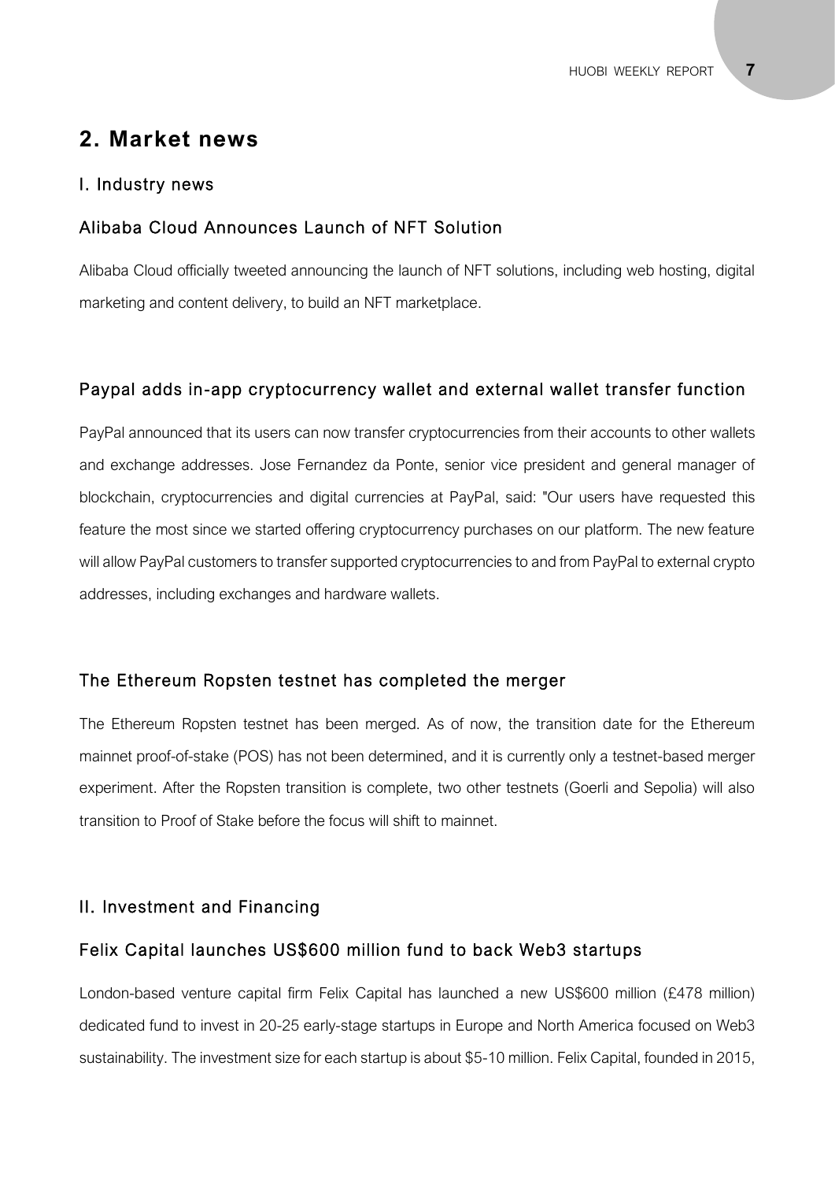## 2. Market news

### I. Industry news

### Alibaba Cloud Announces Launch of NFT Solution

Alibaba Cloud officially tweeted announcing the launch of NFT solutions, including web hosting, digital marketing and content delivery, to build an NFT marketplace.

### Paypal adds in-app cryptocurrency wallet and external wallet transfer function

PayPal announced that its users can now transfer cryptocurrencies from their accounts to other wallets and exchange addresses. Jose Fernandez da Ponte, senior vice president and general manager of blockchain, cryptocurrencies and digital currencies at PayPal, said: "Our users have requested this feature the most since we started offering cryptocurrency purchases on our platform. The new feature will allow PayPal customers to transfer supported cryptocurrencies to and from PayPal to external crypto addresses, including exchanges and hardware wallets.

### The Ethereum Ropsten testnet has completed the merger

The Ethereum Ropsten testnet has been merged. As of now, the transition date for the Ethereum mainnet proof-of-stake (POS) has not been determined, and it is currently only a testnet-based merger experiment. After the Ropsten transition is complete, two other testnets (Goerli and Sepolia) will also transition to Proof of Stake before the focus will shift to mainnet.

### II. Investment and Financing

### Felix Capital launches US$600 million fund to back Web3 startups

London-based venture capital firm Felix Capital has launched a new US$600 million (£478 million) dedicated fund to invest in 20-25 early-stage startups in Europe and North America focused on Web3 sustainability. The investment size for each startup is about $5-10 million. Felix Capital, founded in 2015,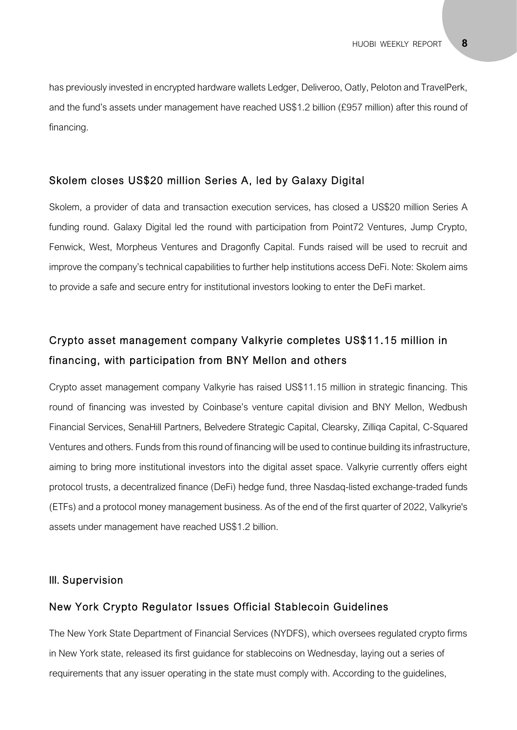has previously invested in encrypted hardware wallets Ledger, Deliveroo, Oatly, Peloton and TravelPerk, and the fund's assets under management have reached US$1.2 billion (£957 million) after this round of financing.

### Skolem closes US$20 million Series A, led by Galaxy Digital

Skolem, a provider of data and transaction execution services, has closed a US$20 million Series A funding round. Galaxy Digital led the round with participation from Point72 Ventures, Jump Crypto, Fenwick, West, Morpheus Ventures and Dragonfly Capital. Funds raised will be used to recruit and improve the company's technical capabilities to further help institutions access DeFi. Note: Skolem aims to provide a safe and secure entry for institutional investors looking to enter the DeFi market.

### Crypto asset management company Valkyrie completes US$11.15 million in financing, with participation from BNY Mellon and others

Crypto asset management company Valkyrie has raised US$11.15 million in strategic financing. This round of financing was invested by Coinbase's venture capital division and BNY Mellon, Wedbush Financial Services, SenaHill Partners, Belvedere Strategic Capital, Clearsky, Zilliqa Capital, C-Squared Ventures and others. Funds from this round of financing will be used to continue building its infrastructure, aiming to bring more institutional investors into the digital asset space. Valkyrie currently offers eight protocol trusts, a decentralized finance (DeFi) hedge fund, three Nasdaq-listed exchange-traded funds (ETFs) and a protocol money management business. As of the end of the first quarter of 2022, Valkyrie's assets under management have reached US$1.2 billion.

## III. Supervision

### New York Crypto Regulator Issues Official Stablecoin Guidelines

The New York State Department of Financial Services (NYDFS), which oversees regulated crypto firms in New York state, released its first guidance for stablecoins on Wednesday, laying out a series of requirements that any issuer operating in the state must comply with. According to the guidelines,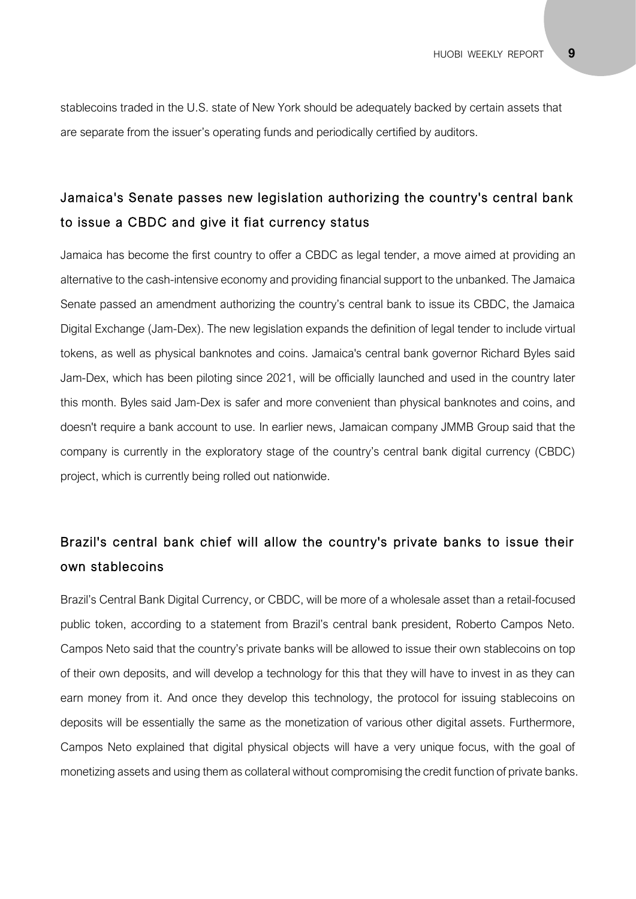stablecoins traded in the U.S. state of New York should be adequately backed by certain assets that are separate from the issuer's operating funds and periodically certified by auditors.

## Jamaica's Senate passes new legislation authorizing the country's central bank to issue a CBDC and give it fiat currency status

Jamaica has become the first country to offer a CBDC as legal tender, a move aimed at providing an alternative to the cash-intensive economy and providing financial support to the unbanked. The Jamaica Senate passed an amendment authorizing the country's central bank to issue its CBDC, the Jamaica Digital Exchange (Jam-Dex). The new legislation expands the definition of legal tender to include virtual tokens, as well as physical banknotes and coins. Jamaica's central bank governor Richard Byles said Jam-Dex, which has been piloting since 2021, will be officially launched and used in the country later this month. Byles said Jam-Dex is safer and more convenient than physical banknotes and coins, and doesn't require a bank account to use. In earlier news, Jamaican company JMMB Group said that the company is currently in the exploratory stage of the country's central bank digital currency (CBDC) project, which is currently being rolled out nationwide.

## Brazil's central bank chief will allow the country's private banks to issue their own stablecoins

Brazil's Central Bank Digital Currency, or CBDC, will be more of a wholesale asset than a retail-focused public token, according to a statement from Brazil's central bank president, Roberto Campos Neto. Campos Neto said that the country's private banks will be allowed to issue their own stablecoins on top of their own deposits, and will develop a technology for this that they will have to invest in as they can earn money from it. And once they develop this technology, the protocol for issuing stablecoins on deposits will be essentially the same as the monetization of various other digital assets. Furthermore, Campos Neto explained that digital physical objects will have a very unique focus, with the goal of monetizing assets and using them as collateral without compromising the credit function of private banks.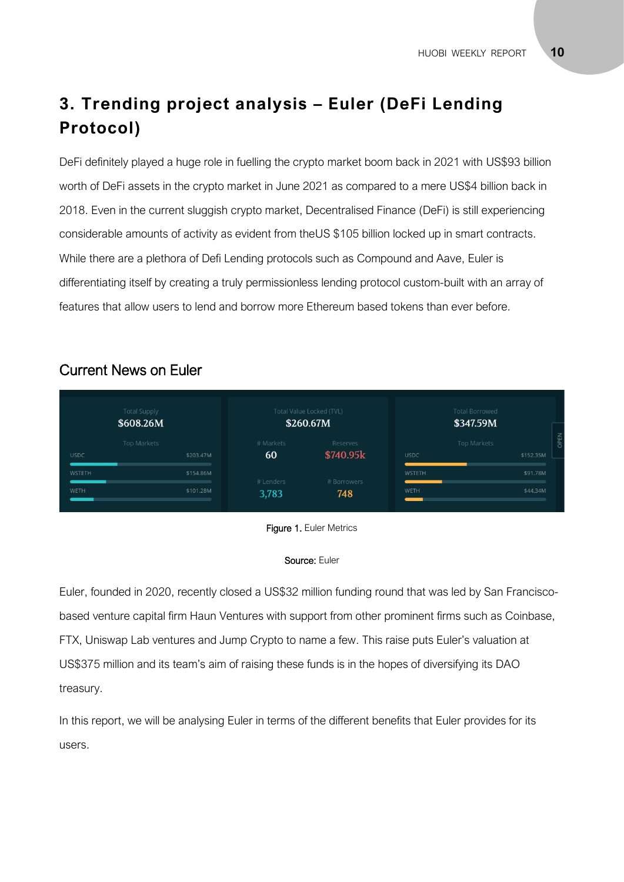# 3. Trending project analysis – Euler (DeFi Lending Protocol)

DeFi definitely played a huge role in fuelling the crypto market boom back in 2021 with US$93 billion worth of DeFi assets in the crypto market in June 2021 as compared to a mere US$4 billion back in 2018. Even in the current sluggish crypto market, Decentralised Finance (DeFi) is still experiencing considerable amounts of activity as evident from theUS $105 billion locked up in smart contracts. While there are a plethora of Defi Lending protocols such as Compound and Aave, Euler is differentiating itself by creating a truly permissionless lending protocol custom-built with an array of features that allow users to lend and borrow more Ethereum based tokens than ever before.

## Current News on Euler

| Total Supply | | Total Value Locked (TVL) | | Total Borrowed | |
|---|---|---|---|---|---|
| $608.26M | | $260.67M | | $347.59M | |
| Top Markets | | # Markets | Reserves | Top Markets | |
| USDC | $203.47M | 60 | $740.95k | USDC | $152.35M |
| WSTETH | $154.86M | # Lenders | # Borrowers | WSTETH | $91.78M |
| WETH | $101.28M | 3,783 | 748 | WETH | $44.34M |

**Figure 1.** Euler Metrics

**Source:** Euler

Euler, founded in 2020, recently closed a US$32 million funding round that was led by San Francisco-based venture capital firm Haun Ventures with support from other prominent firms such as Coinbase, FTX, Uniswap Lab ventures and Jump Crypto to name a few. This raise puts Euler's valuation at US$375 million and its team's aim of raising these funds is in the hopes of diversifying its DAO treasury.

In this report, we will be analysing Euler in terms of the different benefits that Euler provides for its users.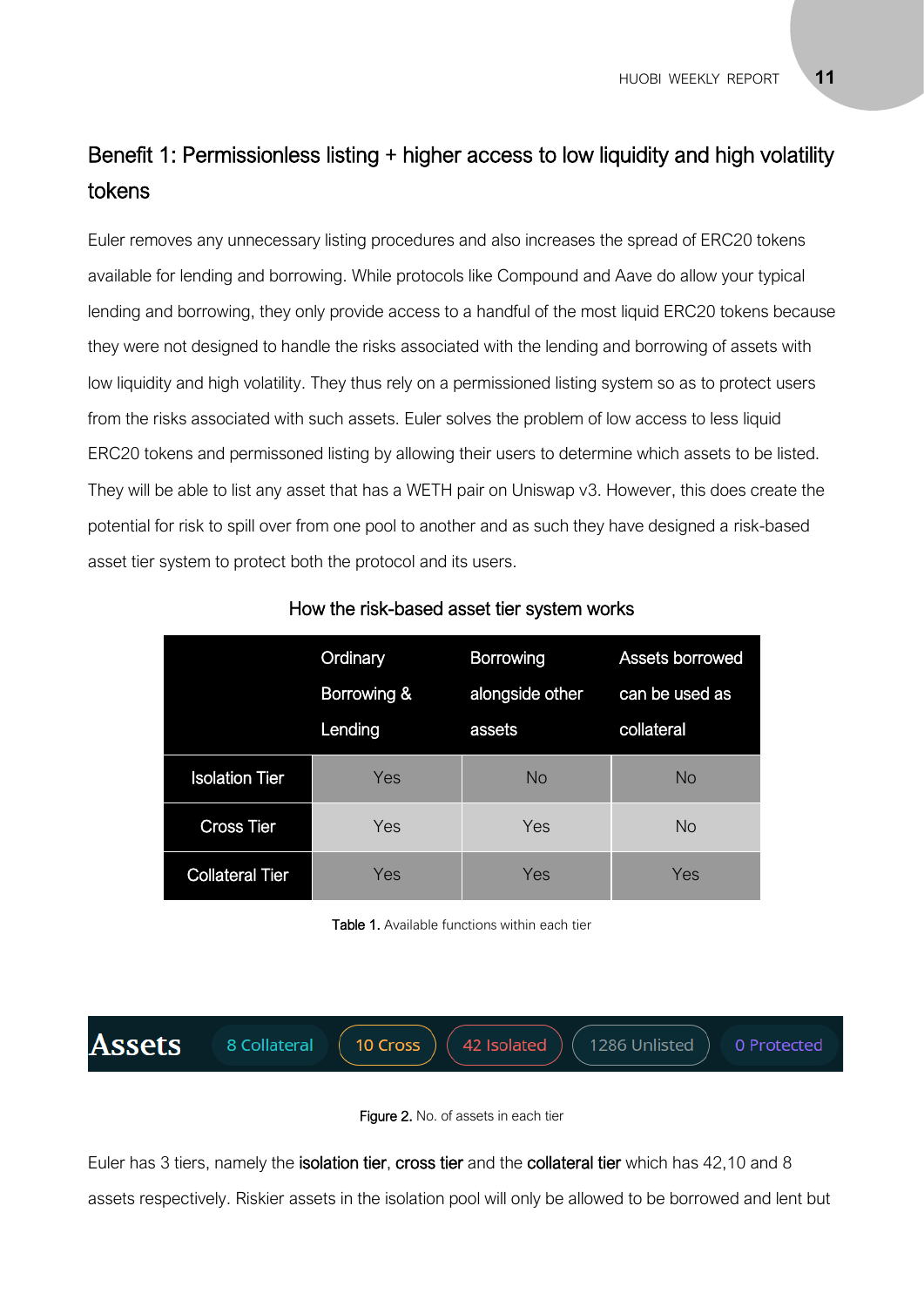## Benefit 1: Permissionless listing + higher access to low liquidity and high volatility tokens

Euler removes any unnecessary listing procedures and also increases the spread of ERC20 tokens available for lending and borrowing. While protocols like Compound and Aave do allow your typical lending and borrowing, they only provide access to a handful of the most liquid ERC20 tokens because they were not designed to handle the risks associated with the lending and borrowing of assets with low liquidity and high volatility. They thus rely on a permissioned listing system so as to protect users from the risks associated with such assets. Euler solves the problem of low access to less liquid ERC20 tokens and permissoned listing by allowing their users to determine which assets to be listed. They will be able to list any asset that has a WETH pair on Uniswap v3. However, this does create the potential for risk to spill over from one pool to another and as such they have designed a risk-based asset tier system to protect both the protocol and its users.

How the risk-based asset tier system works

| | Ordinary Borrowing & Lending | Borrowing alongside other assets | Assets borrowed can be used as collateral |
|---|---|---|---|
| Isolation Tier | Yes | No | No |
| Cross Tier | Yes | Yes | No |
| Collateral Tier | Yes | Yes | Yes |

**Table 1.** Available functions within each tier

**Assets** | 8 Collateral | 10 Cross | 42 Isolated | 1286 Unlisted | 0 Protected

**Figure 2.** No. of assets in each tier

Euler has 3 tiers, namely the **isolation tier**, **cross tier** and the **collateral tier** which has 42,10 and 8 assets respectively. Riskier assets in the isolation pool will only be allowed to be borrowed and lent but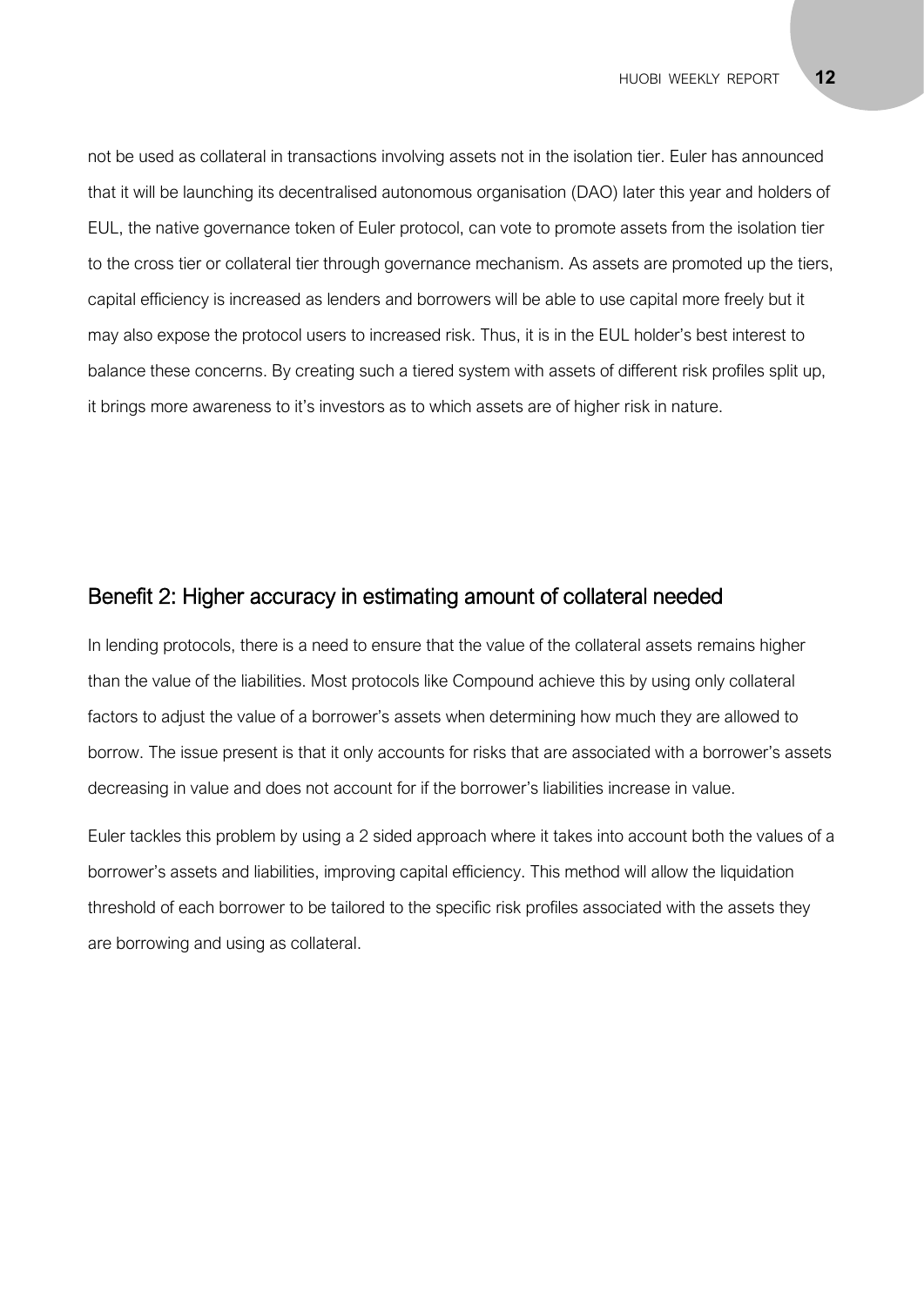not be used as collateral in transactions involving assets not in the isolation tier. Euler has announced that it will be launching its decentralised autonomous organisation (DAO) later this year and holders of EUL, the native governance token of Euler protocol, can vote to promote assets from the isolation tier to the cross tier or collateral tier through governance mechanism. As assets are promoted up the tiers, capital efficiency is increased as lenders and borrowers will be able to use capital more freely but it may also expose the protocol users to increased risk. Thus, it is in the EUL holder's best interest to balance these concerns. By creating such a tiered system with assets of different risk profiles split up, it brings more awareness to it's investors as to which assets are of higher risk in nature.

## Benefit 2: Higher accuracy in estimating amount of collateral needed

In lending protocols, there is a need to ensure that the value of the collateral assets remains higher than the value of the liabilities. Most protocols like Compound achieve this by using only collateral factors to adjust the value of a borrower's assets when determining how much they are allowed to borrow. The issue present is that it only accounts for risks that are associated with a borrower's assets decreasing in value and does not account for if the borrower's liabilities increase in value.

Euler tackles this problem by using a 2 sided approach where it takes into account both the values of a borrower's assets and liabilities, improving capital efficiency. This method will allow the liquidation threshold of each borrower to be tailored to the specific risk profiles associated with the assets they are borrowing and using as collateral.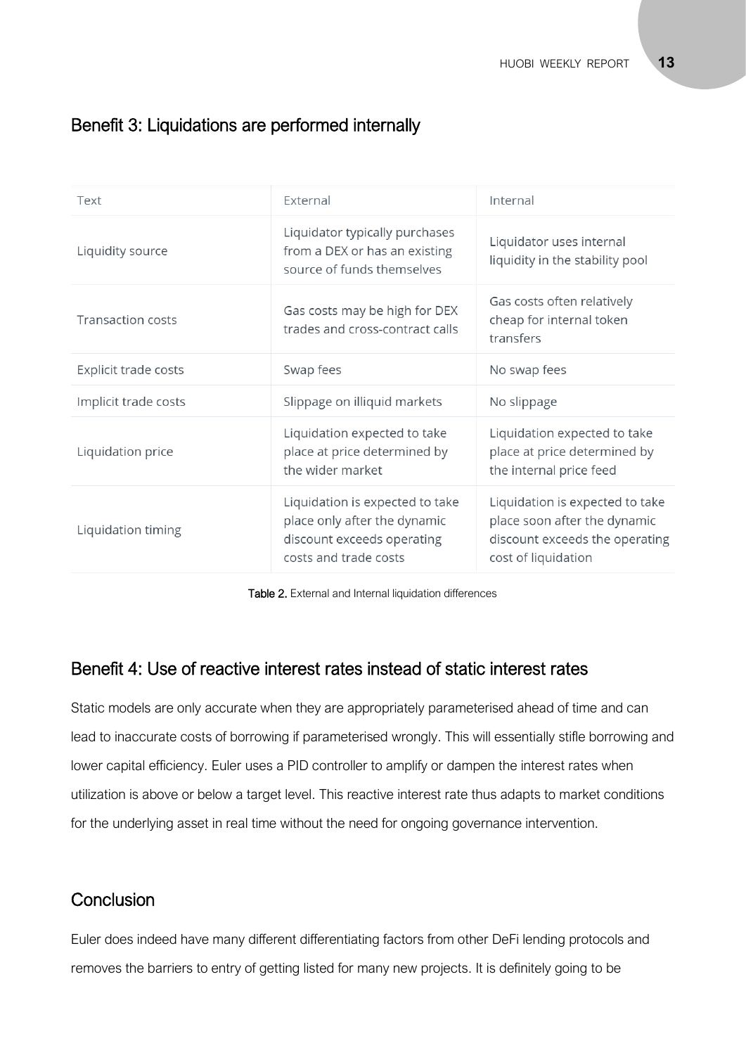## Benefit 3: Liquidations are performed internally

| Text | External | Internal |
| --- | --- | --- |
| Liquidity source | Liquidator typically purchases from a DEX or has an existing source of funds themselves | Liquidator uses internal liquidity in the stability pool |
| Transaction costs | Gas costs may be high for DEX trades and cross-contract calls | Gas costs often relatively cheap for internal token transfers |
| Explicit trade costs | Swap fees | No swap fees |
| Implicit trade costs | Slippage on illiquid markets | No slippage |
| Liquidation price | Liquidation expected to take place at price determined by the wider market | Liquidation expected to take place at price determined by the internal price feed |
| Liquidation timing | Liquidation is expected to take place only after the dynamic discount exceeds operating costs and trade costs | Liquidation is expected to take place soon after the dynamic discount exceeds the operating cost of liquidation |

**Table 2.** External and Internal liquidation differences

## Benefit 4: Use of reactive interest rates instead of static interest rates

Static models are only accurate when they are appropriately parameterised ahead of time and can lead to inaccurate costs of borrowing if parameterised wrongly. This will essentially stifle borrowing and lower capital efficiency. Euler uses a PID controller to amplify or dampen the interest rates when utilization is above or below a target level. This reactive interest rate thus adapts to market conditions for the underlying asset in real time without the need for ongoing governance intervention.

## Conclusion

Euler does indeed have many different differentiating factors from other DeFi lending protocols and removes the barriers to entry of getting listed for many new projects. It is definitely going to be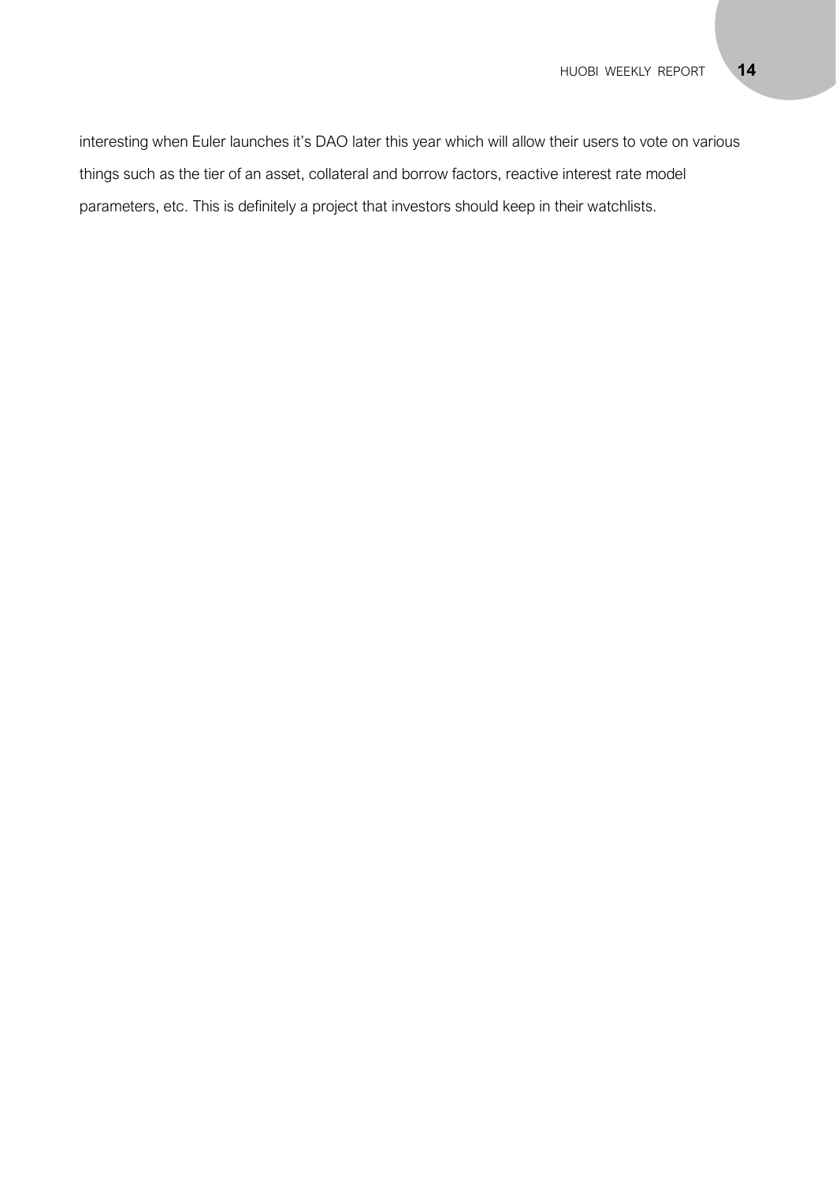interesting when Euler launches it's DAO later this year which will allow their users to vote on various things such as the tier of an asset, collateral and borrow factors, reactive interest rate model parameters, etc. This is definitely a project that investors should keep in their watchlists.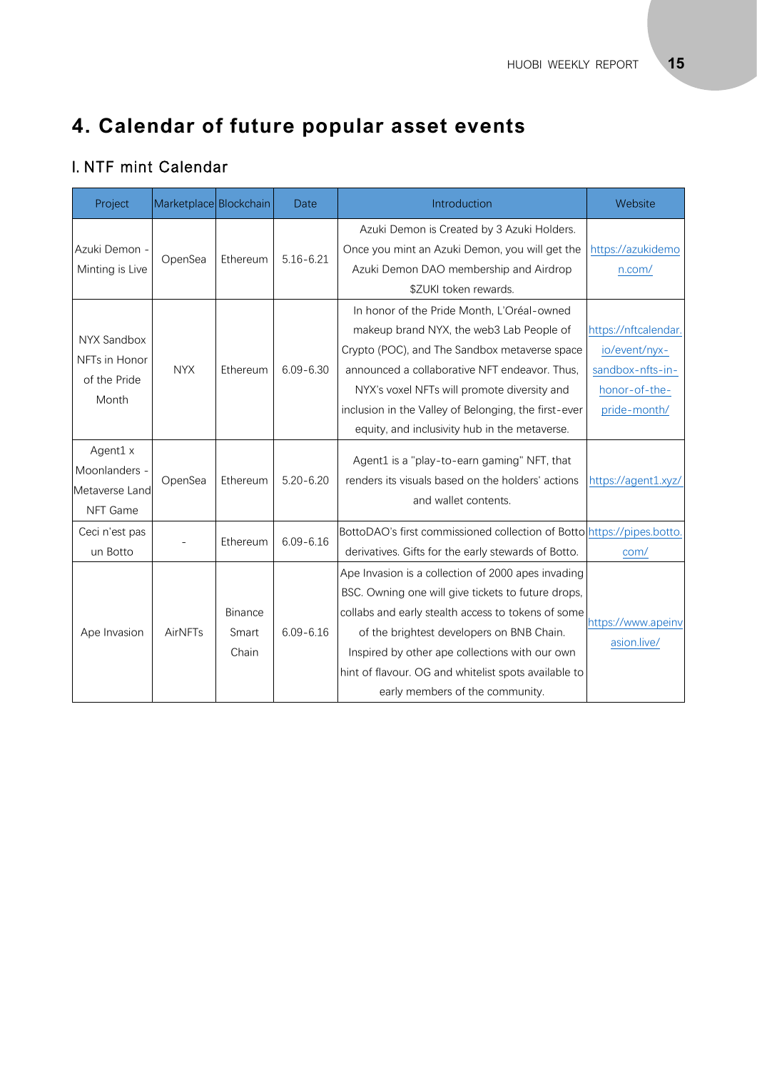# 4. Calendar of future popular asset events

## I. NTF mint Calendar

| Project | Marketplace | Blockchain | Date | Introduction | Website |
|---|---|---|---|---|---|
| Azuki Demon - Minting is Live | OpenSea | Ethereum | 5.16-6.21 | Azuki Demon is Created by 3 Azuki Holders. Once you mint an Azuki Demon, you will get the Azuki Demon DAO membership and Airdrop $ZUKI token rewards. | https://azukidemon.com/ |
| NYX Sandbox NFTs in Honor of the Pride Month | NYX | Ethereum | 6.09-6.30 | In honor of the Pride Month, L'Oréal-owned makeup brand NYX, the web3 Lab People of Crypto (POC), and The Sandbox metaverse space announced a collaborative NFT endeavor. Thus, NYX's voxel NFTs will promote diversity and inclusion in the Valley of Belonging, the first-ever equity, and inclusivity hub in the metaverse. | https://nftcalendar.io/event/nyx-sandbox-nfts-in-honor-of-the-pride-month/ |
| Agent1 x Moonlanders - Metaverse Land NFT Game | OpenSea | Ethereum | 5.20-6.20 | Agent1 is a "play-to-earn gaming" NFT, that renders its visuals based on the holders' actions and wallet contents. | https://agent1.xyz/ |
| Ceci n'est pas un Botto | - | Ethereum | 6.09-6.16 | BottoDAO's first commissioned collection of Botto derivatives. Gifts for the early stewards of Botto. | https://pipes.botto.com/ |
| Ape Invasion | AirNFTs | Binance Smart Chain | 6.09-6.16 | Ape Invasion is a collection of 2000 apes invading BSC. Owning one will give tickets to future drops, collabs and early stealth access to tokens of some of the brightest developers on BNB Chain. Inspired by other ape collections with our own hint of flavour. OG and whitelist spots available to early members of the community. | https://www.apeinvasion.live/ |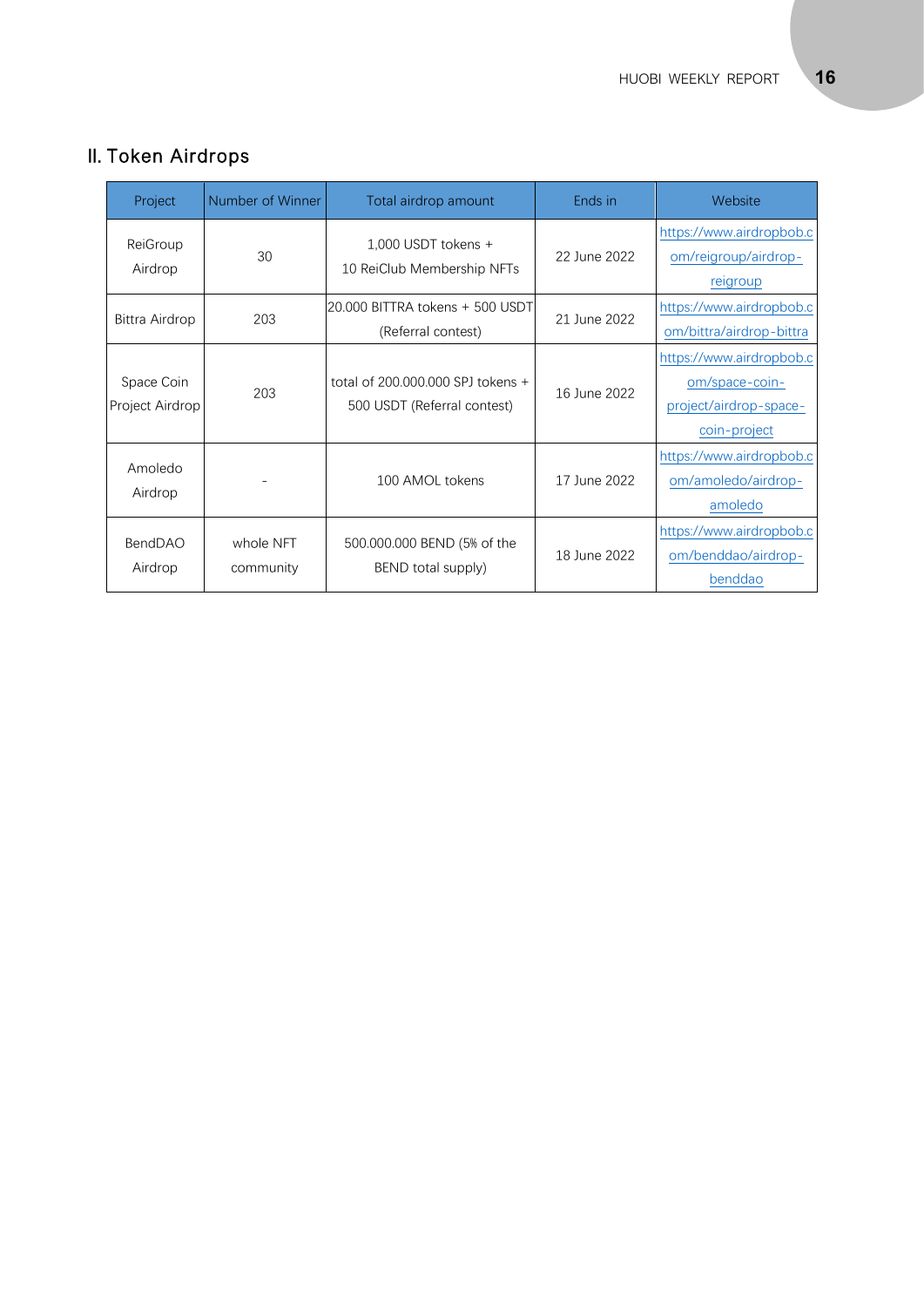## II. Token Airdrops

| Project | Number of Winner | Total airdrop amount | Ends in | Website |
|---|---|---|---|---|
| ReiGroup Airdrop | 30 | 1,000 USDT tokens + 10 ReiClub Membership NFTs | 22 June 2022 | https://www.airdropbob.com/reigroup/airdrop-reigroup |
| Bittra Airdrop | 203 | 20.000 BITTRA tokens + 500 USDT (Referral contest) | 21 June 2022 | https://www.airdropbob.com/bittra/airdrop-bittra |
| Space Coin Project Airdrop | 203 | total of 200.000.000 SPJ tokens + 500 USDT (Referral contest) | 16 June 2022 | https://www.airdropbob.com/space-coin-project/airdrop-space-coin-project |
| Amoledo Airdrop | - | 100 AMOL tokens | 17 June 2022 | https://www.airdropbob.com/amoledo/airdrop-amoledo |
| BendDAO Airdrop | whole NFT community | 500.000.000 BEND (5% of the BEND total supply) | 18 June 2022 | https://www.airdropbob.com/benddao/airdrop-benddao |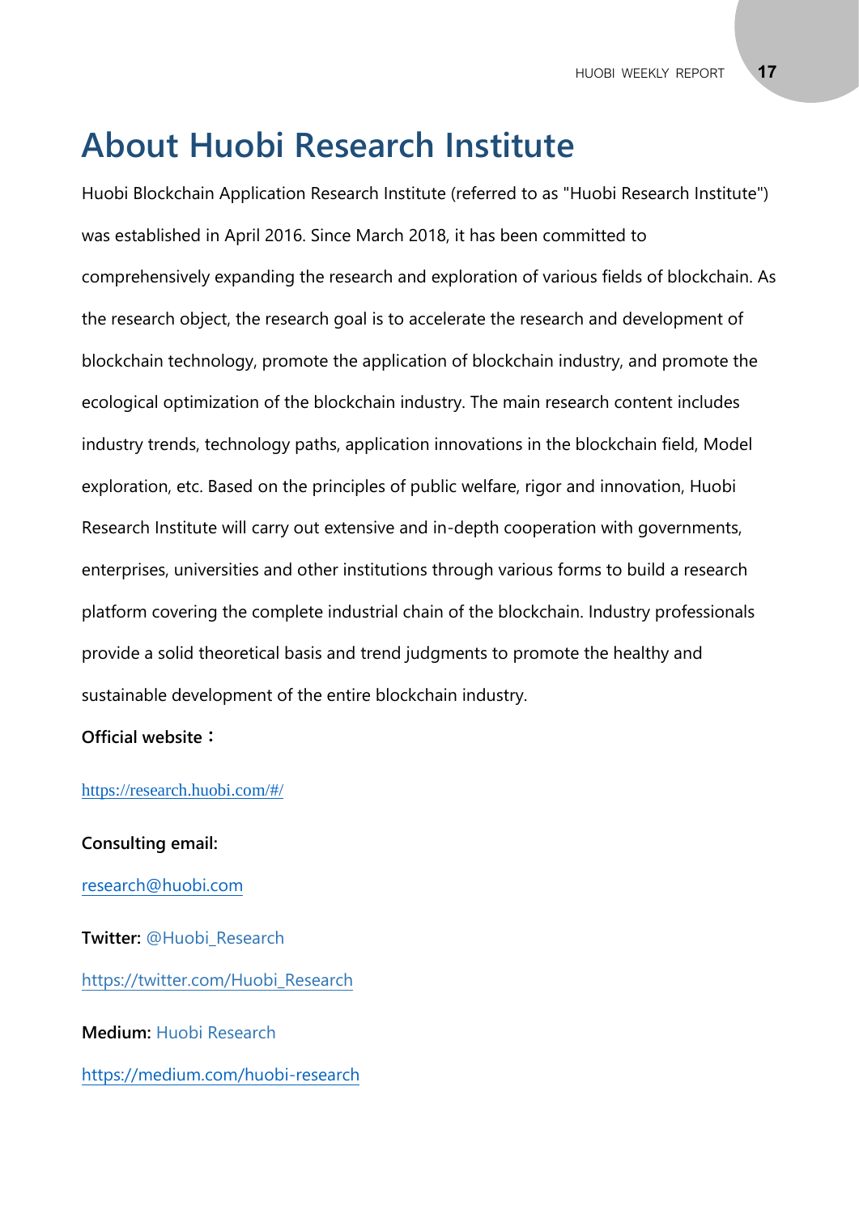# About Huobi Research Institute

Huobi Blockchain Application Research Institute (referred to as "Huobi Research Institute") was established in April 2016. Since March 2018, it has been committed to comprehensively expanding the research and exploration of various fields of blockchain. As the research object, the research goal is to accelerate the research and development of blockchain technology, promote the application of blockchain industry, and promote the ecological optimization of the blockchain industry. The main research content includes industry trends, technology paths, application innovations in the blockchain field, Model exploration, etc. Based on the principles of public welfare, rigor and innovation, Huobi Research Institute will carry out extensive and in-depth cooperation with governments, enterprises, universities and other institutions through various forms to build a research platform covering the complete industrial chain of the blockchain. Industry professionals provide a solid theoretical basis and trend judgments to promote the healthy and sustainable development of the entire blockchain industry.

**Official website：**

https://research.huobi.com/#/

**Consulting email:**

research@huobi.com

**Twitter:** @Huobi_Research

https://twitter.com/Huobi_Research

**Medium:** Huobi Research

https://medium.com/huobi-research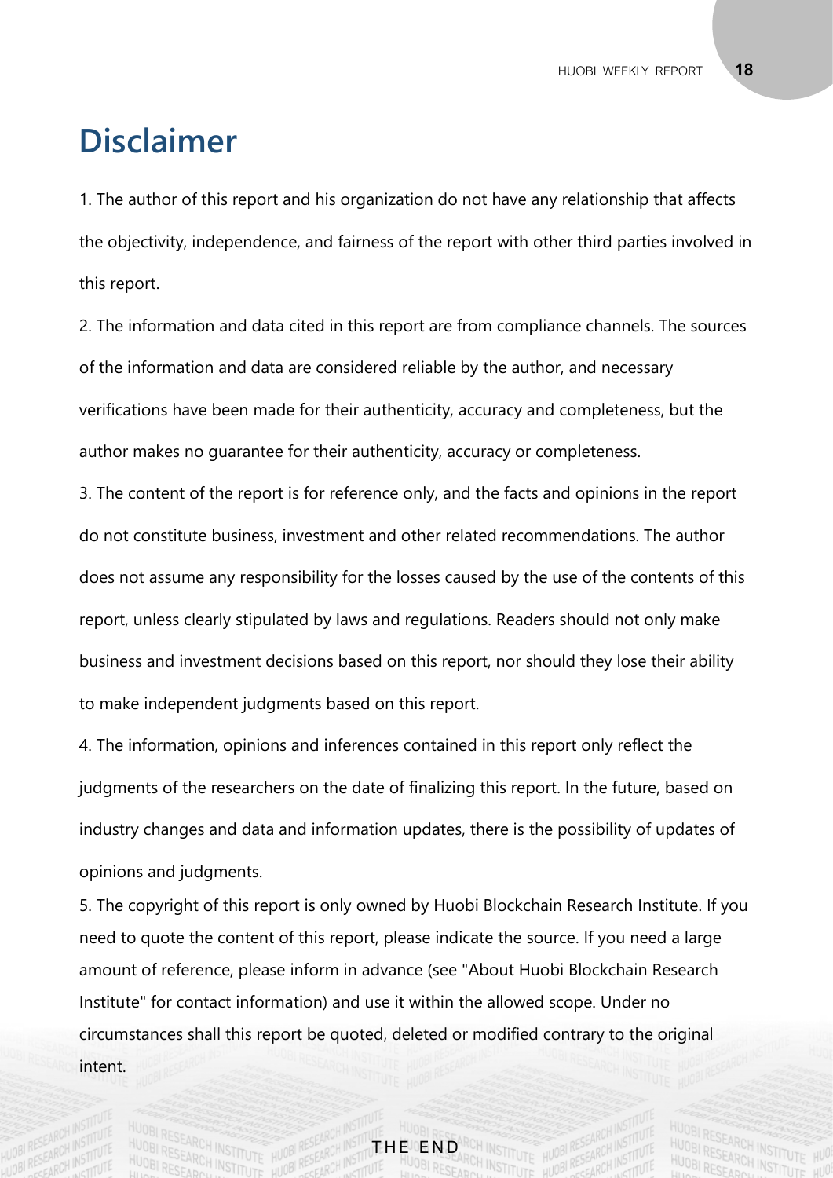# Disclaimer

1. The author of this report and his organization do not have any relationship that affects the objectivity, independence, and fairness of the report with other third parties involved in this report.
2. The information and data cited in this report are from compliance channels. The sources of the information and data are considered reliable by the author, and necessary verifications have been made for their authenticity, accuracy and completeness, but the author makes no guarantee for their authenticity, accuracy or completeness.
3. The content of the report is for reference only, and the facts and opinions in the report do not constitute business, investment and other related recommendations. The author does not assume any responsibility for the losses caused by the use of the contents of this report, unless clearly stipulated by laws and regulations. Readers should not only make business and investment decisions based on this report, nor should they lose their ability to make independent judgments based on this report.
4. The information, opinions and inferences contained in this report only reflect the judgments of the researchers on the date of finalizing this report. In the future, based on industry changes and data and information updates, there is the possibility of updates of opinions and judgments.
5. The copyright of this report is only owned by Huobi Blockchain Research Institute. If you need to quote the content of this report, please indicate the source. If you need a large amount of reference, please inform in advance (see "About Huobi Blockchain Research Institute" for contact information) and use it within the allowed scope. Under no circumstances shall this report be quoted, deleted or modified contrary to the original intent.

THE END